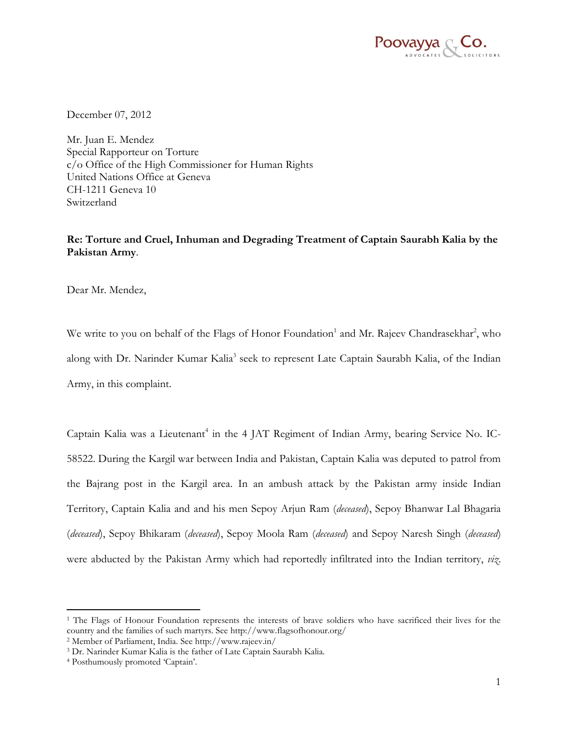Poovayya & Co.
ADVOCATES SOLICITORS

December 07, 2012

Mr. Juan E. Mendez
Special Rapporteur on Torture
c/o Office of the High Commissioner for Human Rights
United Nations Office at Geneva
CH-1211 Geneva 10
Switzerland

**Re: Torture and Cruel, Inhuman and Degrading Treatment of Captain Saurabh Kalia by the Pakistan Army**.

Dear Mr. Mendez,

We write to you on behalf of the Flags of Honor Foundation[1] and Mr. Rajeev Chandrasekhar[2], who along with Dr. Narinder Kumar Kalia[3] seek to represent Late Captain Saurabh Kalia, of the Indian Army, in this complaint.

Captain Kalia was a Lieutenant[4] in the 4 JAT Regiment of Indian Army, bearing Service No. IC-58522. During the Kargil war between India and Pakistan, Captain Kalia was deputed to patrol from the Bajrang post in the Kargil area. In an ambush attack by the Pakistan army inside Indian Territory, Captain Kalia and and his men Sepoy Arjun Ram (*deceased*), Sepoy Bhanwar Lal Bhagaria (*deceased*), Sepoy Bhikaram (*deceased*), Sepoy Moola Ram (*deceased*) and Sepoy Naresh Singh (*deceased*) were abducted by the Pakistan Army which had reportedly infiltrated into the Indian territory, *viz.*

---

[1] The Flags of Honour Foundation represents the interests of brave soldiers who have sacrificed their lives for the country and the families of such martyrs. See http://www.flagsofhonour.org/

[2] Member of Parliament, India. See http://www.rajeev.in/

[3] Dr. Narinder Kumar Kalia is the father of Late Captain Saurabh Kalia.

[4] Posthumously promoted 'Captain'.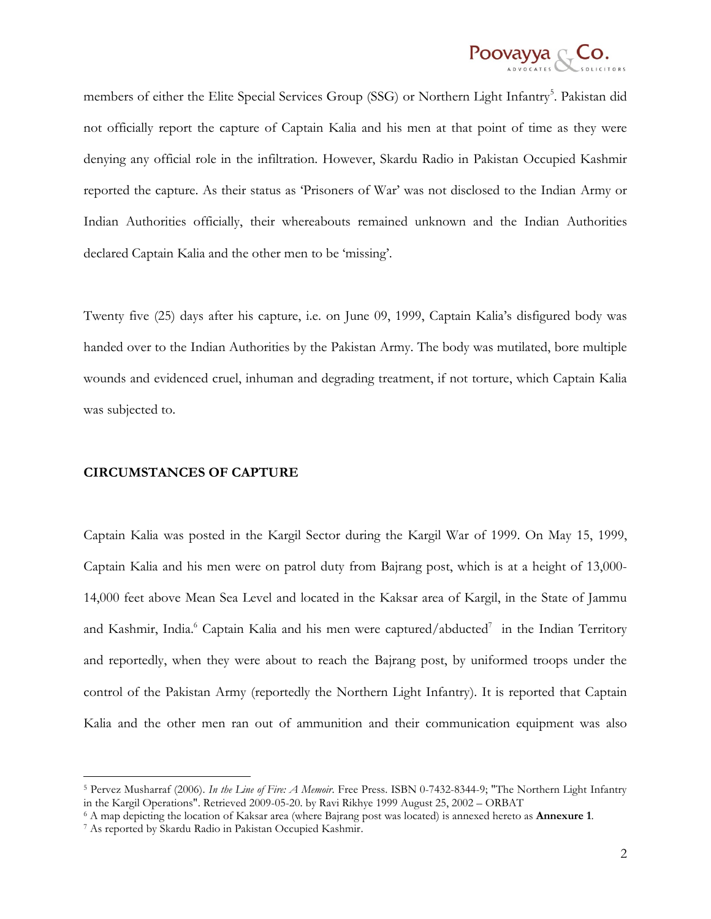members of either the Elite Special Services Group (SSG) or Northern Light Infantry[5]. Pakistan did not officially report the capture of Captain Kalia and his men at that point of time as they were denying any official role in the infiltration. However, Skardu Radio in Pakistan Occupied Kashmir reported the capture. As their status as 'Prisoners of War' was not disclosed to the Indian Army or Indian Authorities officially, their whereabouts remained unknown and the Indian Authorities declared Captain Kalia and the other men to be 'missing'.

Twenty five (25) days after his capture, i.e. on June 09, 1999, Captain Kalia's disfigured body was handed over to the Indian Authorities by the Pakistan Army. The body was mutilated, bore multiple wounds and evidenced cruel, inhuman and degrading treatment, if not torture, which Captain Kalia was subjected to.

## CIRCUMSTANCES OF CAPTURE

Captain Kalia was posted in the Kargil Sector during the Kargil War of 1999. On May 15, 1999, Captain Kalia and his men were on patrol duty from Bajrang post, which is at a height of 13,000-14,000 feet above Mean Sea Level and located in the Kaksar area of Kargil, in the State of Jammu and Kashmir, India.[6] Captain Kalia and his men were captured/abducted[7] in the Indian Territory and reportedly, when they were about to reach the Bajrang post, by uniformed troops under the control of the Pakistan Army (reportedly the Northern Light Infantry). It is reported that Captain Kalia and the other men ran out of ammunition and their communication equipment was also

---

[5] Pervez Musharraf (2006). *In the Line of Fire: A Memoir.* Free Press. ISBN 0-7432-8344-9; "The Northern Light Infantry in the Kargil Operations". Retrieved 2009-05-20. by Ravi Rikhye 1999 August 25, 2002 – ORBAT

[6] A map depicting the location of Kaksar area (where Bajrang post was located) is annexed hereto as **Annexure 1**.

[7] As reported by Skardu Radio in Pakistan Occupied Kashmir.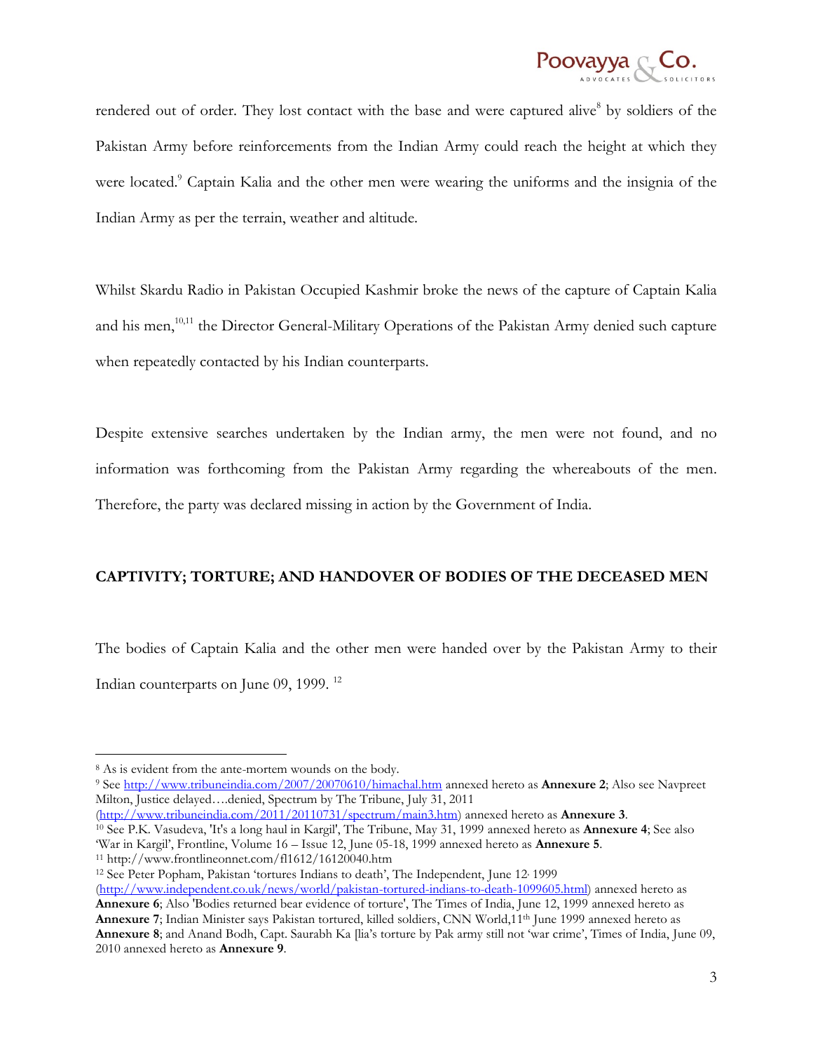rendered out of order. They lost contact with the base and were captured alive[8] by soldiers of the Pakistan Army before reinforcements from the Indian Army could reach the height at which they were located.[9] Captain Kalia and the other men were wearing the uniforms and the insignia of the Indian Army as per the terrain, weather and altitude.

Whilst Skardu Radio in Pakistan Occupied Kashmir broke the news of the capture of Captain Kalia and his men,[10,11] the Director General-Military Operations of the Pakistan Army denied such capture when repeatedly contacted by his Indian counterparts.

Despite extensive searches undertaken by the Indian army, the men were not found, and no information was forthcoming from the Pakistan Army regarding the whereabouts of the men. Therefore, the party was declared missing in action by the Government of India.

## CAPTIVITY; TORTURE; AND HANDOVER OF BODIES OF THE DECEASED MEN

The bodies of Captain Kalia and the other men were handed over by the Pakistan Army to their Indian counterparts on June 09, 1999. [12]

---

[8] As is evident from the ante-mortem wounds on the body.

[9] See http://www.tribuneindia.com/2007/20070610/himachal.htm annexed hereto as **Annexure 2**; Also see Navpreet Milton, Justice delayed….denied, Spectrum by The Tribune, July 31, 2011 (http://www.tribuneindia.com/2011/20110731/spectrum/main3.htm) annexed hereto as **Annexure 3**.

[10] See P.K. Vasudeva, 'It's a long haul in Kargil', The Tribune, May 31, 1999 annexed hereto as **Annexure 4**; See also 'War in Kargil', Frontline, Volume 16 – Issue 12, June 05-18, 1999 annexed hereto as **Annexure 5**.

[11] http://www.frontlineonnet.com/fl1612/16120040.htm

[12] See Peter Popham, Pakistan 'tortures Indians to death', The Independent, June 12, 1999 (http://www.independent.co.uk/news/world/pakistan-tortured-indians-to-death-1099605.html) annexed hereto as **Annexure 6**; Also 'Bodies returned bear evidence of torture', The Times of India, June 12, 1999 annexed hereto as **Annexure 7**; Indian Minister says Pakistan tortured, killed soldiers, CNN World,11th June 1999 annexed hereto as **Annexure 8**; and Anand Bodh, Capt. Saurabh Ka [lia's torture by Pak army still not 'war crime', Times of India, June 09, 2010 annexed hereto as **Annexure 9**.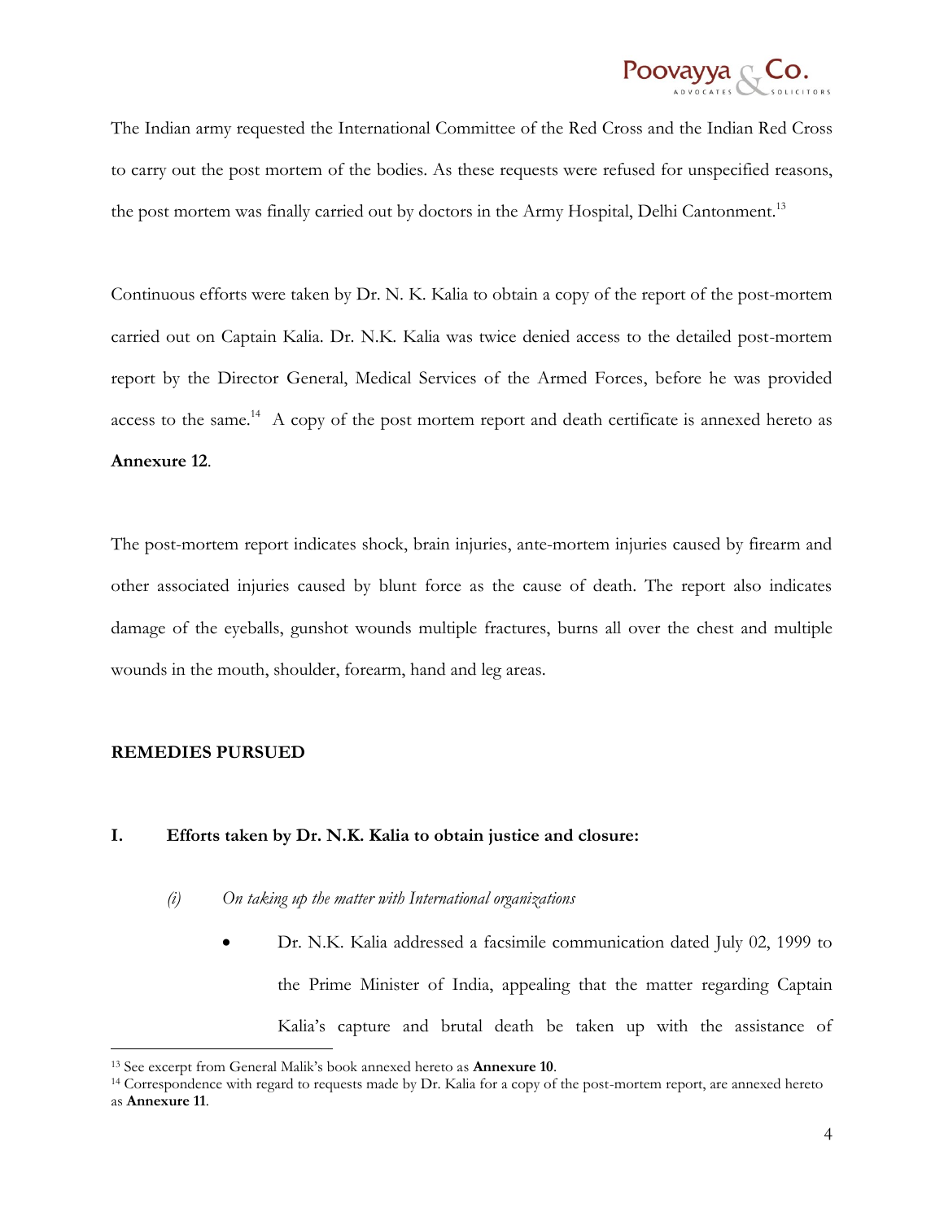The Indian army requested the International Committee of the Red Cross and the Indian Red Cross to carry out the post mortem of the bodies. As these requests were refused for unspecified reasons, the post mortem was finally carried out by doctors in the Army Hospital, Delhi Cantonment.[13]

Continuous efforts were taken by Dr. N. K. Kalia to obtain a copy of the report of the post-mortem carried out on Captain Kalia. Dr. N.K. Kalia was twice denied access to the detailed post-mortem report by the Director General, Medical Services of the Armed Forces, before he was provided access to the same.[14] A copy of the post mortem report and death certificate is annexed hereto as **Annexure 12**.

The post-mortem report indicates shock, brain injuries, ante-mortem injuries caused by firearm and other associated injuries caused by blunt force as the cause of death. The report also indicates damage of the eyeballs, gunshot wounds multiple fractures, burns all over the chest and multiple wounds in the mouth, shoulder, forearm, hand and leg areas.

**REMEDIES PURSUED**

**I. Efforts taken by Dr. N.K. Kalia to obtain justice and closure:**

*(i) On taking up the matter with International organizations*

- Dr. N.K. Kalia addressed a facsimile communication dated July 02, 1999 to the Prime Minister of India, appealing that the matter regarding Captain Kalia's capture and brutal death be taken up with the assistance of

---

[13] See excerpt from General Malik's book annexed hereto as **Annexure 10**.

[14] Correspondence with regard to requests made by Dr. Kalia for a copy of the post-mortem report, are annexed hereto as **Annexure 11**.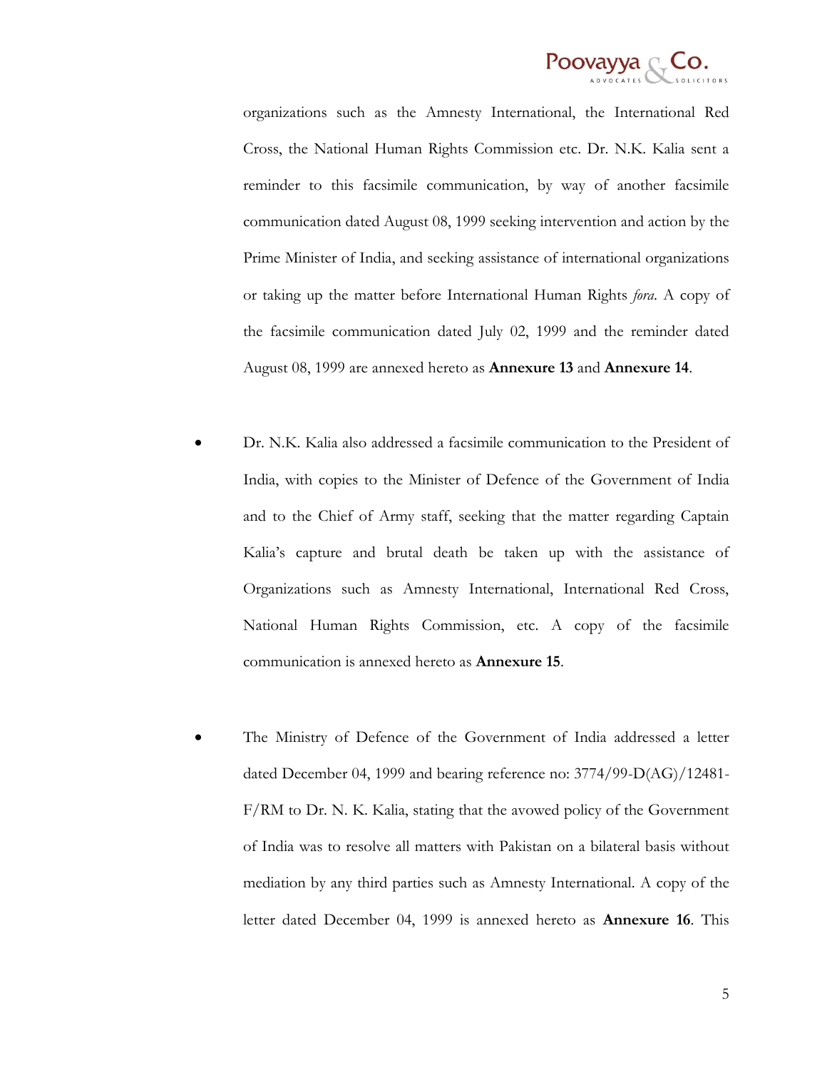organizations such as the Amnesty International, the International Red Cross, the National Human Rights Commission etc. Dr. N.K. Kalia sent a reminder to this facsimile communication, by way of another facsimile communication dated August 08, 1999 seeking intervention and action by the Prime Minister of India, and seeking assistance of international organizations or taking up the matter before International Human Rights *fora*. A copy of the facsimile communication dated July 02, 1999 and the reminder dated August 08, 1999 are annexed hereto as **Annexure 13** and **Annexure 14**.

- Dr. N.K. Kalia also addressed a facsimile communication to the President of India, with copies to the Minister of Defence of the Government of India and to the Chief of Army staff, seeking that the matter regarding Captain Kalia's capture and brutal death be taken up with the assistance of Organizations such as Amnesty International, International Red Cross, National Human Rights Commission, etc. A copy of the facsimile communication is annexed hereto as **Annexure 15**.

- The Ministry of Defence of the Government of India addressed a letter dated December 04, 1999 and bearing reference no: 3774/99-D(AG)/12481-F/RM to Dr. N. K. Kalia, stating that the avowed policy of the Government of India was to resolve all matters with Pakistan on a bilateral basis without mediation by any third parties such as Amnesty International. A copy of the letter dated December 04, 1999 is annexed hereto as **Annexure 16**. This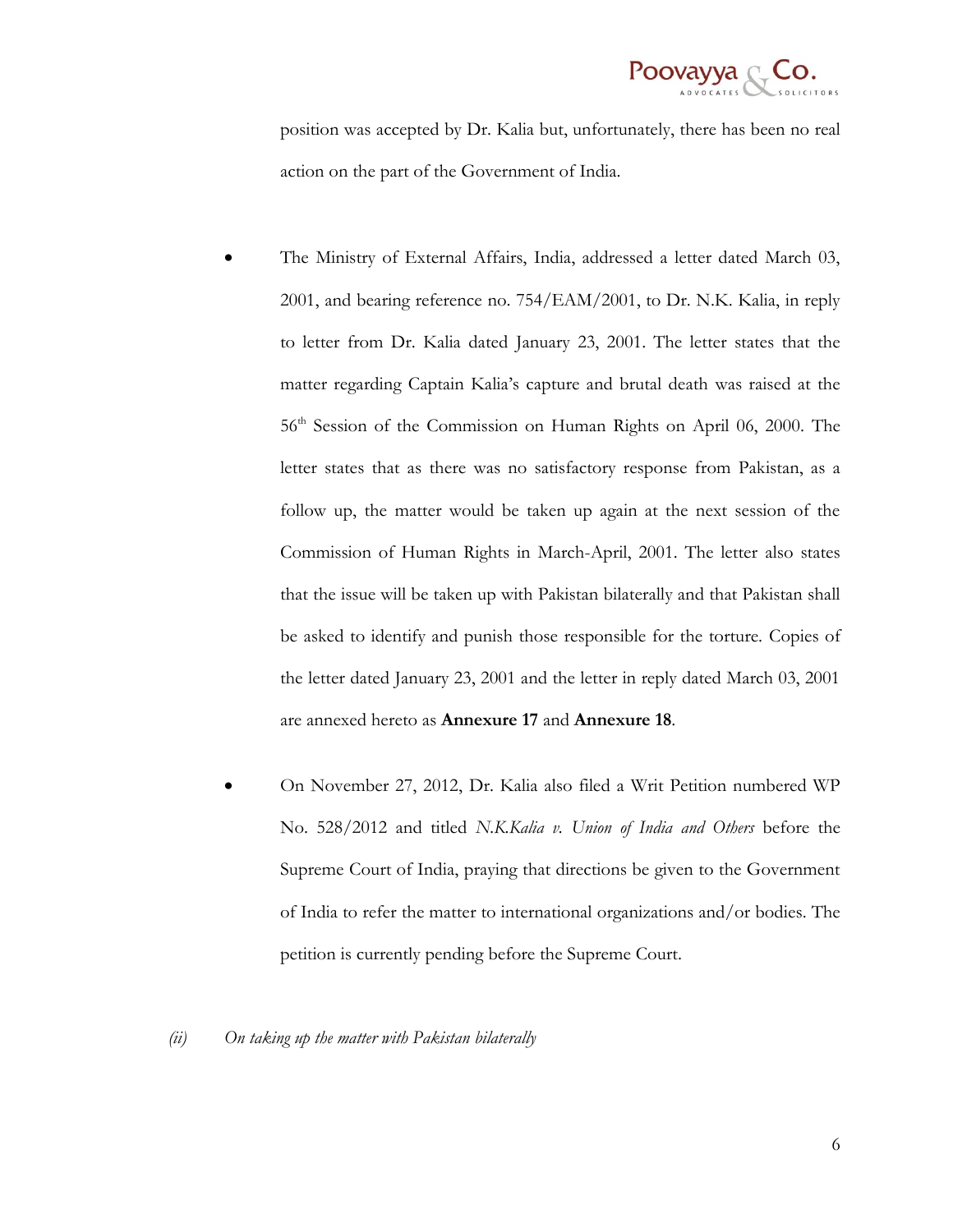position was accepted by Dr. Kalia but, unfortunately, there has been no real action on the part of the Government of India.

- The Ministry of External Affairs, India, addressed a letter dated March 03, 2001, and bearing reference no. 754/EAM/2001, to Dr. N.K. Kalia, in reply to letter from Dr. Kalia dated January 23, 2001. The letter states that the matter regarding Captain Kalia's capture and brutal death was raised at the 56th Session of the Commission on Human Rights on April 06, 2000. The letter states that as there was no satisfactory response from Pakistan, as a follow up, the matter would be taken up again at the next session of the Commission of Human Rights in March-April, 2001. The letter also states that the issue will be taken up with Pakistan bilaterally and that Pakistan shall be asked to identify and punish those responsible for the torture. Copies of the letter dated January 23, 2001 and the letter in reply dated March 03, 2001 are annexed hereto as **Annexure 17** and **Annexure 18**.

- On November 27, 2012, Dr. Kalia also filed a Writ Petition numbered WP No. 528/2012 and titled *N.K.Kalia v. Union of India and Others* before the Supreme Court of India, praying that directions be given to the Government of India to refer the matter to international organizations and/or bodies. The petition is currently pending before the Supreme Court.

*(ii) On taking up the matter with Pakistan bilaterally*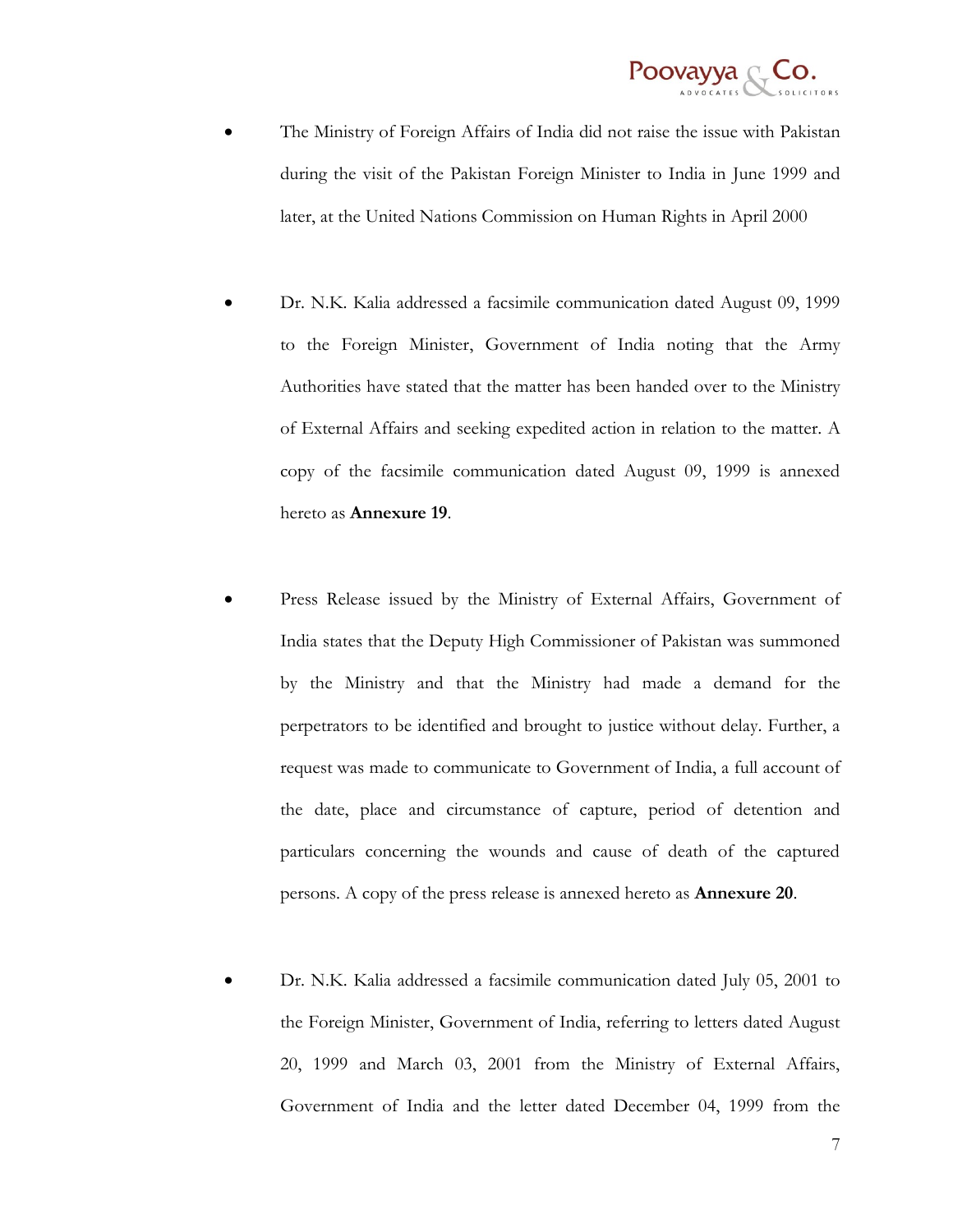- The Ministry of Foreign Affairs of India did not raise the issue with Pakistan during the visit of the Pakistan Foreign Minister to India in June 1999 and later, at the United Nations Commission on Human Rights in April 2000

- Dr. N.K. Kalia addressed a facsimile communication dated August 09, 1999 to the Foreign Minister, Government of India noting that the Army Authorities have stated that the matter has been handed over to the Ministry of External Affairs and seeking expedited action in relation to the matter. A copy of the facsimile communication dated August 09, 1999 is annexed hereto as **Annexure 19**.

- Press Release issued by the Ministry of External Affairs, Government of India states that the Deputy High Commissioner of Pakistan was summoned by the Ministry and that the Ministry had made a demand for the perpetrators to be identified and brought to justice without delay. Further, a request was made to communicate to Government of India, a full account of the date, place and circumstance of capture, period of detention and particulars concerning the wounds and cause of death of the captured persons. A copy of the press release is annexed hereto as **Annexure 20**.

- Dr. N.K. Kalia addressed a facsimile communication dated July 05, 2001 to the Foreign Minister, Government of India, referring to letters dated August 20, 1999 and March 03, 2001 from the Ministry of External Affairs, Government of India and the letter dated December 04, 1999 from the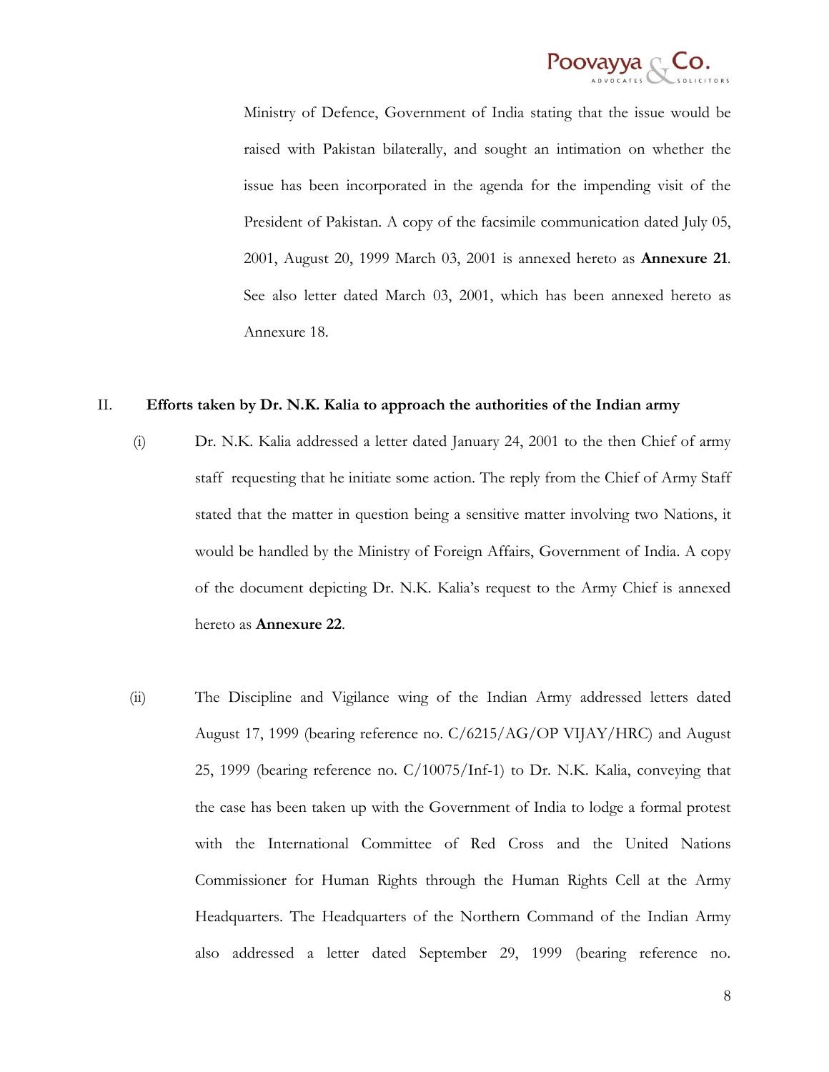Ministry of Defence, Government of India stating that the issue would be raised with Pakistan bilaterally, and sought an intimation on whether the issue has been incorporated in the agenda for the impending visit of the President of Pakistan. A copy of the facsimile communication dated July 05, 2001, August 20, 1999 March 03, 2001 is annexed hereto as **Annexure 21**. See also letter dated March 03, 2001, which has been annexed hereto as Annexure 18.

## II. Efforts taken by Dr. N.K. Kalia to approach the authorities of the Indian army

(i) Dr. N.K. Kalia addressed a letter dated January 24, 2001 to the then Chief of army staff requesting that he initiate some action. The reply from the Chief of Army Staff stated that the matter in question being a sensitive matter involving two Nations, it would be handled by the Ministry of Foreign Affairs, Government of India. A copy of the document depicting Dr. N.K. Kalia's request to the Army Chief is annexed hereto as **Annexure 22**.

(ii) The Discipline and Vigilance wing of the Indian Army addressed letters dated August 17, 1999 (bearing reference no. C/6215/AG/OP VIJAY/HRC) and August 25, 1999 (bearing reference no. C/10075/Inf-1) to Dr. N.K. Kalia, conveying that the case has been taken up with the Government of India to lodge a formal protest with the International Committee of Red Cross and the United Nations Commissioner for Human Rights through the Human Rights Cell at the Army Headquarters. The Headquarters of the Northern Command of the Indian Army also addressed a letter dated September 29, 1999 (bearing reference no.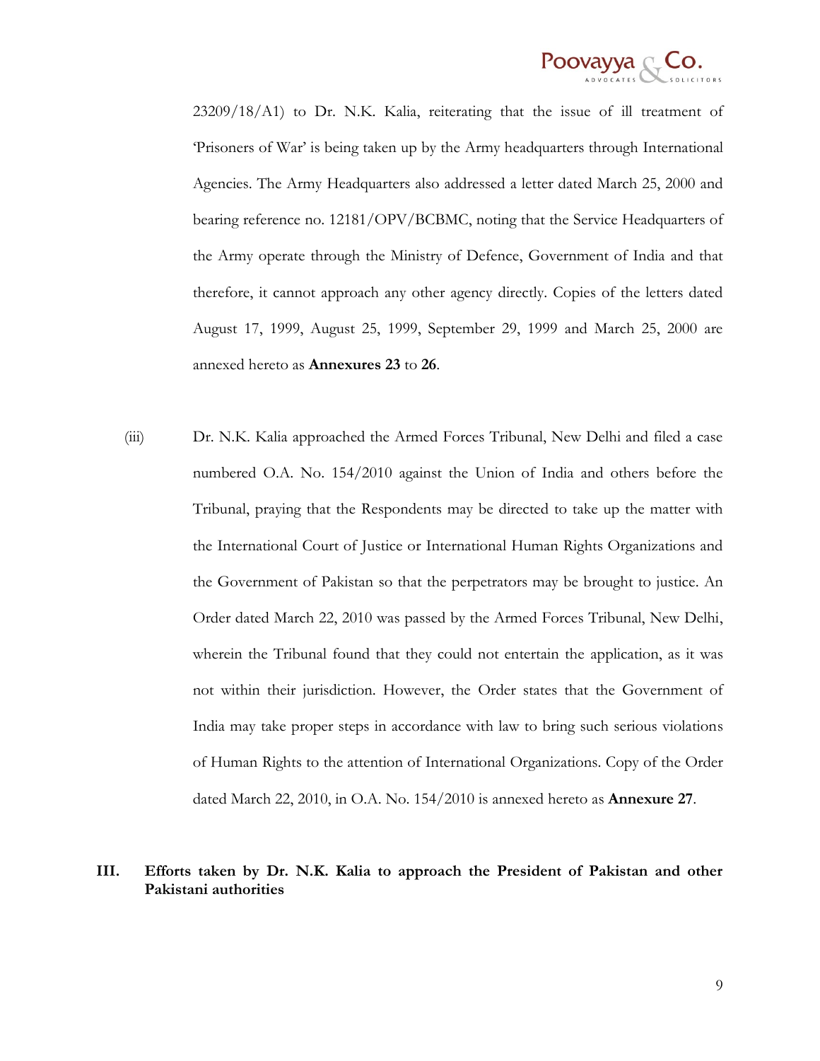23209/18/A1) to Dr. N.K. Kalia, reiterating that the issue of ill treatment of 'Prisoners of War' is being taken up by the Army headquarters through International Agencies. The Army Headquarters also addressed a letter dated March 25, 2000 and bearing reference no. 12181/OPV/BCBMC, noting that the Service Headquarters of the Army operate through the Ministry of Defence, Government of India and that therefore, it cannot approach any other agency directly. Copies of the letters dated August 17, 1999, August 25, 1999, September 29, 1999 and March 25, 2000 are annexed hereto as **Annexures 23** to **26**.

(iii) Dr. N.K. Kalia approached the Armed Forces Tribunal, New Delhi and filed a case numbered O.A. No. 154/2010 against the Union of India and others before the Tribunal, praying that the Respondents may be directed to take up the matter with the International Court of Justice or International Human Rights Organizations and the Government of Pakistan so that the perpetrators may be brought to justice. An Order dated March 22, 2010 was passed by the Armed Forces Tribunal, New Delhi, wherein the Tribunal found that they could not entertain the application, as it was not within their jurisdiction. However, the Order states that the Government of India may take proper steps in accordance with law to bring such serious violations of Human Rights to the attention of International Organizations. Copy of the Order dated March 22, 2010, in O.A. No. 154/2010 is annexed hereto as **Annexure 27**.

## III. Efforts taken by Dr. N.K. Kalia to approach the President of Pakistan and other Pakistani authorities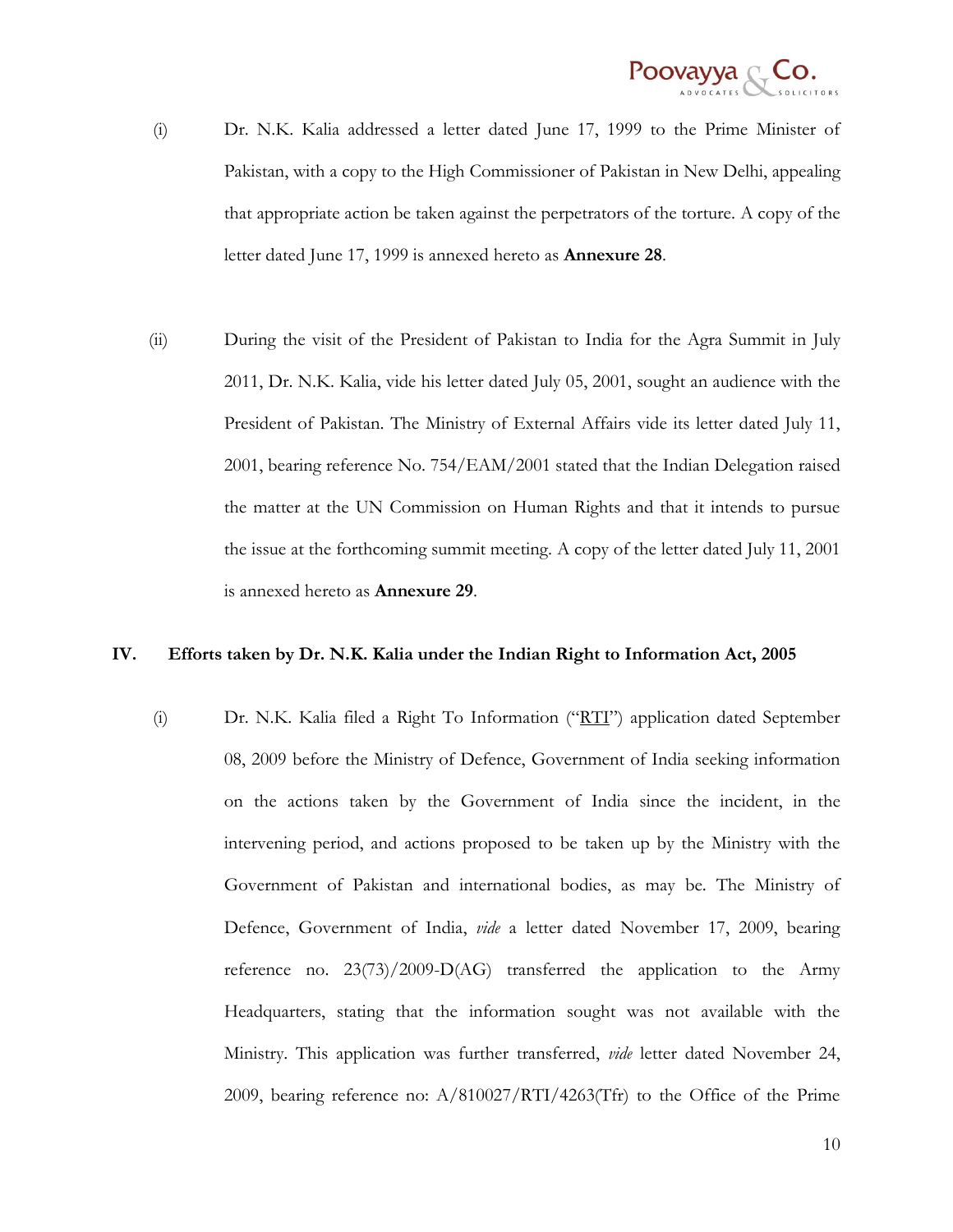(i) Dr. N.K. Kalia addressed a letter dated June 17, 1999 to the Prime Minister of Pakistan, with a copy to the High Commissioner of Pakistan in New Delhi, appealing that appropriate action be taken against the perpetrators of the torture. A copy of the letter dated June 17, 1999 is annexed hereto as **Annexure 28**.

(ii) During the visit of the President of Pakistan to India for the Agra Summit in July 2011, Dr. N.K. Kalia, vide his letter dated July 05, 2001, sought an audience with the President of Pakistan. The Ministry of External Affairs vide its letter dated July 11, 2001, bearing reference No. 754/EAM/2001 stated that the Indian Delegation raised the matter at the UN Commission on Human Rights and that it intends to pursue the issue at the forthcoming summit meeting. A copy of the letter dated July 11, 2001 is annexed hereto as **Annexure 29**.

## IV. Efforts taken by Dr. N.K. Kalia under the Indian Right to Information Act, 2005

(i) Dr. N.K. Kalia filed a Right To Information ("RTI") application dated September 08, 2009 before the Ministry of Defence, Government of India seeking information on the actions taken by the Government of India since the incident, in the intervening period, and actions proposed to be taken up by the Ministry with the Government of Pakistan and international bodies, as may be. The Ministry of Defence, Government of India, *vide* a letter dated November 17, 2009, bearing reference no. 23(73)/2009-D(AG) transferred the application to the Army Headquarters, stating that the information sought was not available with the Ministry. This application was further transferred, *vide* letter dated November 24, 2009, bearing reference no: A/810027/RTI/4263(Tfr) to the Office of the Prime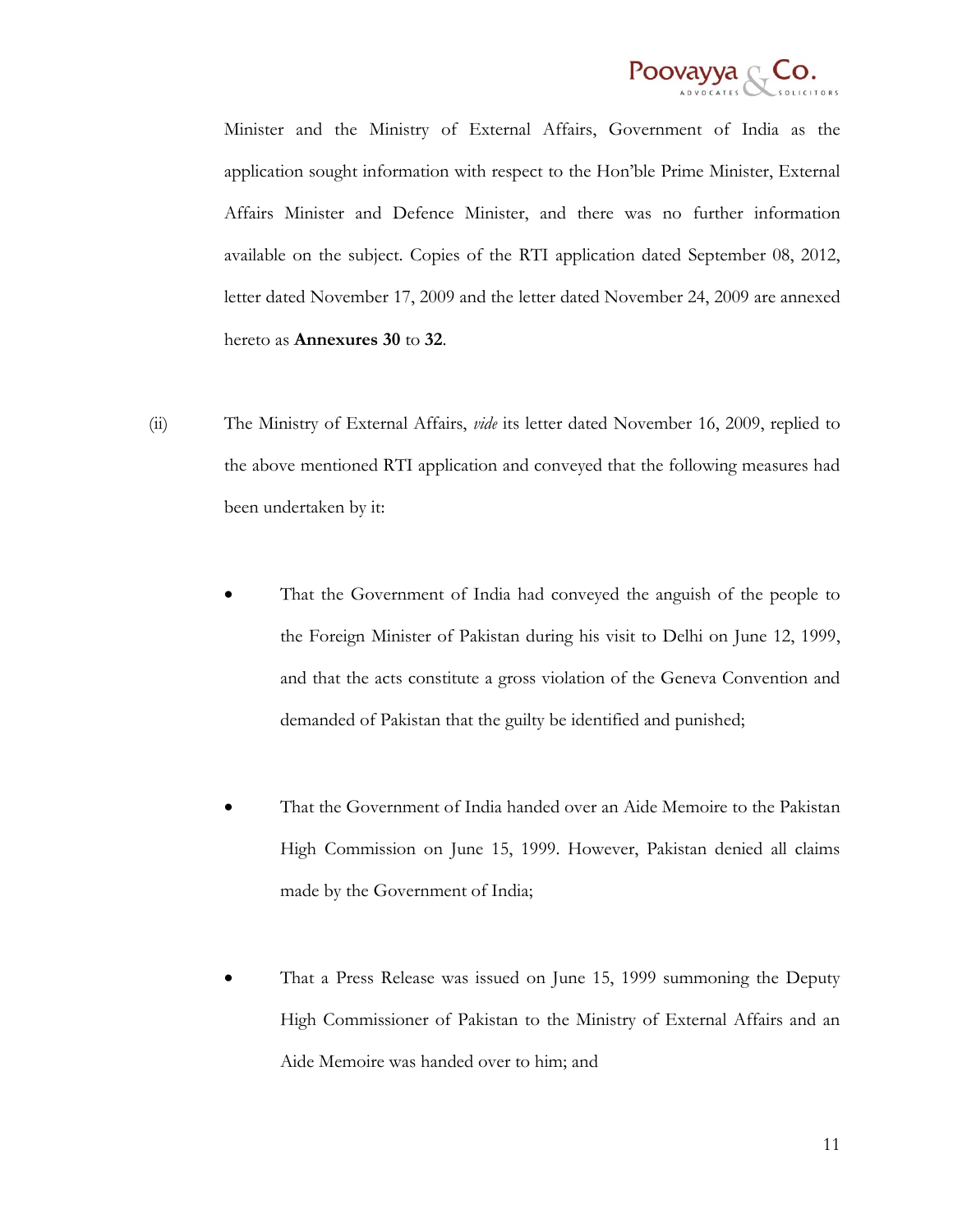Minister and the Ministry of External Affairs, Government of India as the application sought information with respect to the Hon'ble Prime Minister, External Affairs Minister and Defence Minister, and there was no further information available on the subject. Copies of the RTI application dated September 08, 2012, letter dated November 17, 2009 and the letter dated November 24, 2009 are annexed hereto as **Annexures 30** to **32**.

(ii) The Ministry of External Affairs, *vide* its letter dated November 16, 2009, replied to the above mentioned RTI application and conveyed that the following measures had been undertaken by it:

- That the Government of India had conveyed the anguish of the people to the Foreign Minister of Pakistan during his visit to Delhi on June 12, 1999, and that the acts constitute a gross violation of the Geneva Convention and demanded of Pakistan that the guilty be identified and punished;

- That the Government of India handed over an Aide Memoire to the Pakistan High Commission on June 15, 1999. However, Pakistan denied all claims made by the Government of India;

- That a Press Release was issued on June 15, 1999 summoning the Deputy High Commissioner of Pakistan to the Ministry of External Affairs and an Aide Memoire was handed over to him; and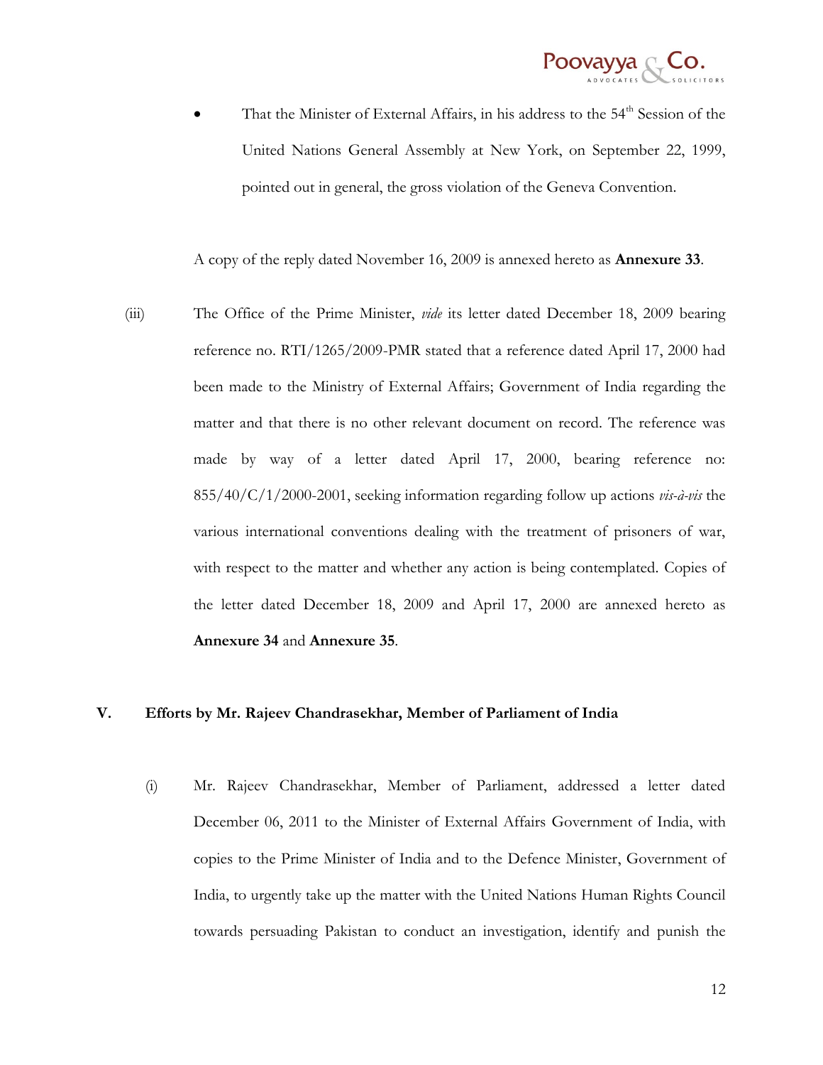- That the Minister of External Affairs, in his address to the 54th Session of the United Nations General Assembly at New York, on September 22, 1999, pointed out in general, the gross violation of the Geneva Convention.

A copy of the reply dated November 16, 2009 is annexed hereto as **Annexure 33**.

(iii) The Office of the Prime Minister, *vide* its letter dated December 18, 2009 bearing reference no. RTI/1265/2009-PMR stated that a reference dated April 17, 2000 had been made to the Ministry of External Affairs; Government of India regarding the matter and that there is no other relevant document on record. The reference was made by way of a letter dated April 17, 2000, bearing reference no: 855/40/C/1/2000-2001, seeking information regarding follow up actions *vis-à-vis* the various international conventions dealing with the treatment of prisoners of war, with respect to the matter and whether any action is being contemplated. Copies of the letter dated December 18, 2009 and April 17, 2000 are annexed hereto as **Annexure 34** and **Annexure 35**.

## V. Efforts by Mr. Rajeev Chandrasekhar, Member of Parliament of India

(i) Mr. Rajeev Chandrasekhar, Member of Parliament, addressed a letter dated December 06, 2011 to the Minister of External Affairs Government of India, with copies to the Prime Minister of India and to the Defence Minister, Government of India, to urgently take up the matter with the United Nations Human Rights Council towards persuading Pakistan to conduct an investigation, identify and punish the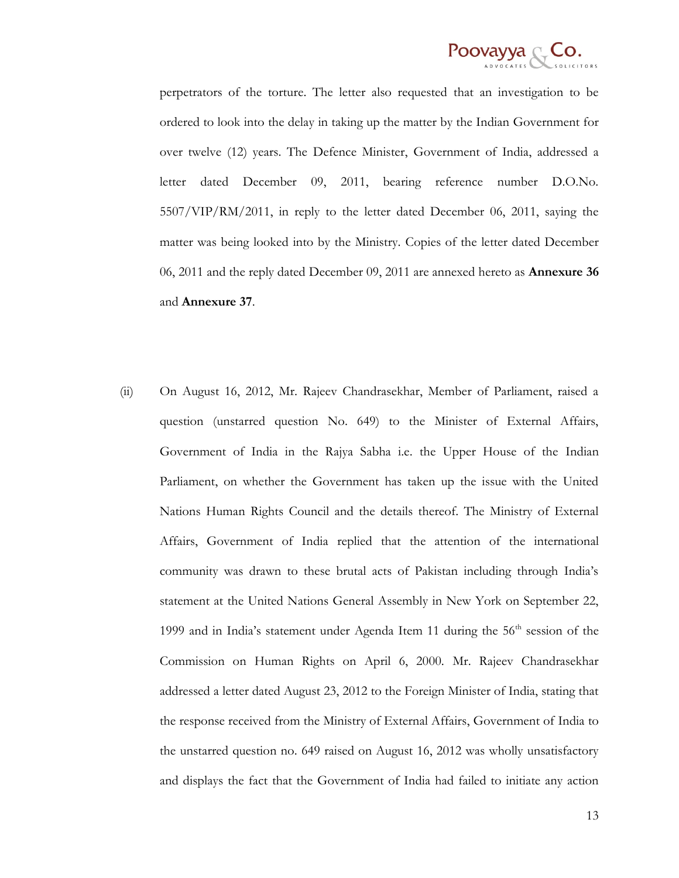perpetrators of the torture. The letter also requested that an investigation to be ordered to look into the delay in taking up the matter by the Indian Government for over twelve (12) years. The Defence Minister, Government of India, addressed a letter dated December 09, 2011, bearing reference number D.O.No. 5507/VIP/RM/2011, in reply to the letter dated December 06, 2011, saying the matter was being looked into by the Ministry. Copies of the letter dated December 06, 2011 and the reply dated December 09, 2011 are annexed hereto as **Annexure 36** and **Annexure 37**.

(ii) On August 16, 2012, Mr. Rajeev Chandrasekhar, Member of Parliament, raised a question (unstarred question No. 649) to the Minister of External Affairs, Government of India in the Rajya Sabha i.e. the Upper House of the Indian Parliament, on whether the Government has taken up the issue with the United Nations Human Rights Council and the details thereof. The Ministry of External Affairs, Government of India replied that the attention of the international community was drawn to these brutal acts of Pakistan including through India's statement at the United Nations General Assembly in New York on September 22, 1999 and in India's statement under Agenda Item 11 during the 56th session of the Commission on Human Rights on April 6, 2000. Mr. Rajeev Chandrasekhar addressed a letter dated August 23, 2012 to the Foreign Minister of India, stating that the response received from the Ministry of External Affairs, Government of India to the unstarred question no. 649 raised on August 16, 2012 was wholly unsatisfactory and displays the fact that the Government of India had failed to initiate any action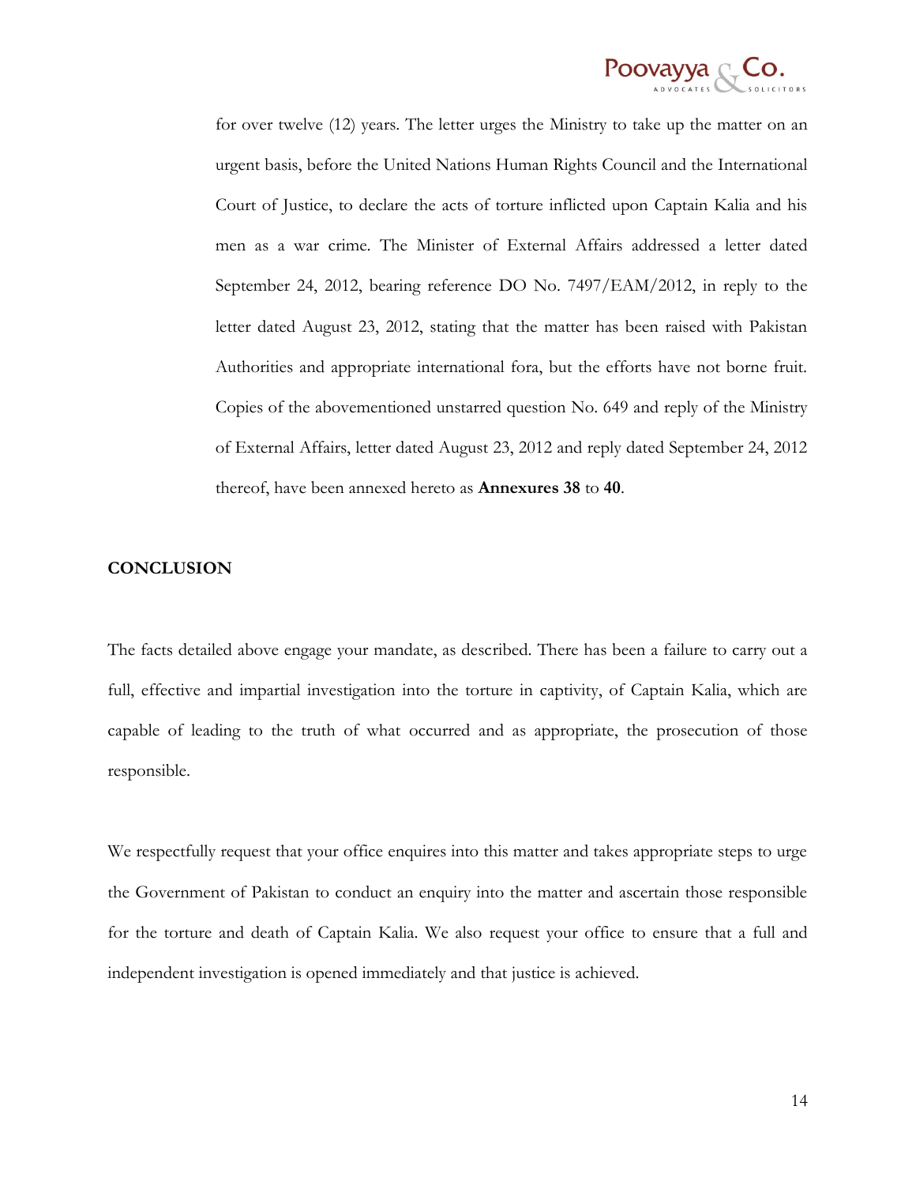for over twelve (12) years. The letter urges the Ministry to take up the matter on an urgent basis, before the United Nations Human Rights Council and the International Court of Justice, to declare the acts of torture inflicted upon Captain Kalia and his men as a war crime. The Minister of External Affairs addressed a letter dated September 24, 2012, bearing reference DO No. 7497/EAM/2012, in reply to the letter dated August 23, 2012, stating that the matter has been raised with Pakistan Authorities and appropriate international fora, but the efforts have not borne fruit. Copies of the abovementioned unstarred question No. 649 and reply of the Ministry of External Affairs, letter dated August 23, 2012 and reply dated September 24, 2012 thereof, have been annexed hereto as **Annexures 38** to **40**.

**CONCLUSION**

The facts detailed above engage your mandate, as described. There has been a failure to carry out a full, effective and impartial investigation into the torture in captivity, of Captain Kalia, which are capable of leading to the truth of what occurred and as appropriate, the prosecution of those responsible.

We respectfully request that your office enquires into this matter and takes appropriate steps to urge the Government of Pakistan to conduct an enquiry into the matter and ascertain those responsible for the torture and death of Captain Kalia. We also request your office to ensure that a full and independent investigation is opened immediately and that justice is achieved.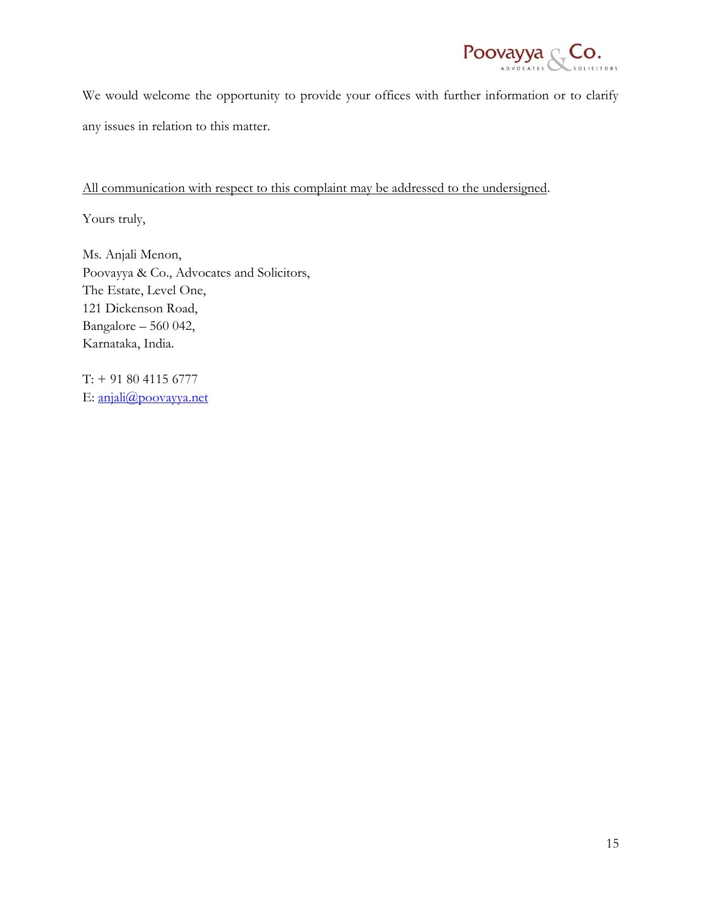We would welcome the opportunity to provide your offices with further information or to clarify any issues in relation to this matter.

<u>All communication with respect to this complaint may be addressed to the undersigned</u>.

Yours truly,

Ms. Anjali Menon,
Poovayya & Co., Advocates and Solicitors,
The Estate, Level One,
121 Dickenson Road,
Bangalore – 560 042,
Karnataka, India.

T: + 91 80 4115 6777
E: anjali@poovayya.net